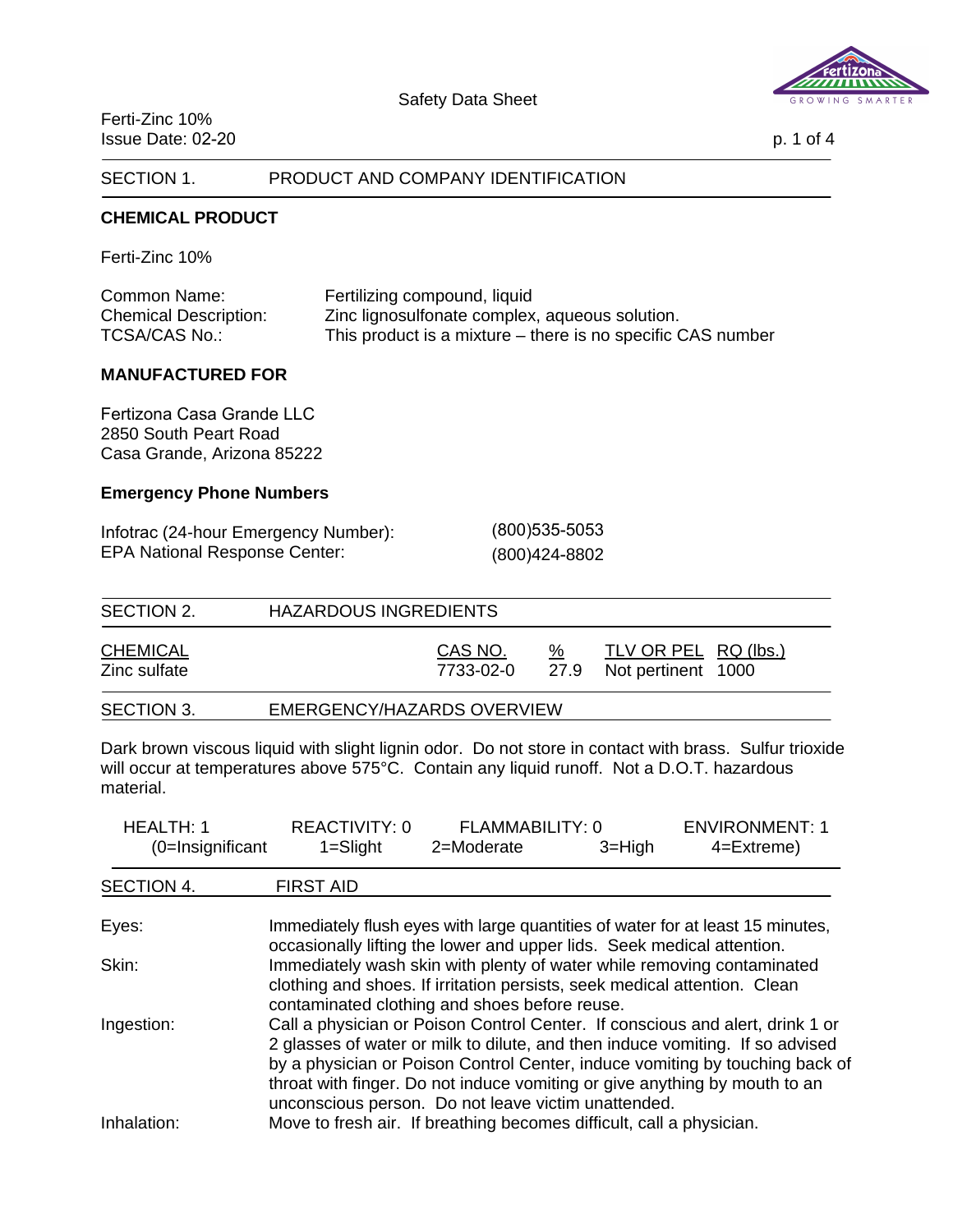Safety Data Sheet

Ferti-Zinc 10%
Issue Date: 02-20

## SECTION 1. PRODUCT AND COMPANY IDENTIFICATION

### CHEMICAL PRODUCT

Ferti-Zinc 10%

| | |
|---|---|
| Common Name: | Fertilizing compound, liquid |
| Chemical Description: | Zinc lignosulfonate complex, aqueous solution. |
| TCSA/CAS No.: | This product is a mixture – there is no specific CAS number |

### MANUFACTURED FOR

Fertizona Casa Grande LLC
2850 South Peart Road
Casa Grande, Arizona 85222

### Emergency Phone Numbers

| | |
|---|---|
| Infotrac (24-hour Emergency Number): | (800)535-5053 |
| EPA National Response Center: | (800)424-8802 |

## SECTION 2. HAZARDOUS INGREDIENTS

| CHEMICAL | CAS NO. | % | TLV OR PEL | RQ (lbs.) |
|---|---|---|---|---|
| Zinc sulfate | 7733-02-0 | 27.9 | Not pertinent | 1000 |

## SECTION 3. EMERGENCY/HAZARDS OVERVIEW

Dark brown viscous liquid with slight lignin odor. Do not store in contact with brass. Sulfur trioxide will occur at temperatures above 575°C. Contain any liquid runoff. Not a D.O.T. hazardous material.

| HEALTH: 1 | REACTIVITY: 0 | FLAMMABILITY: 0 | | ENVIRONMENT: 1 |
|---|---|---|---|---|
| (0=Insignificant | 1=Slight | 2=Moderate | 3=High | 4=Extreme) |

## SECTION 4. FIRST AID

| | |
|---|---|
| Eyes: | Immediately flush eyes with large quantities of water for at least 15 minutes, occasionally lifting the lower and upper lids. Seek medical attention. |
| Skin: | Immediately wash skin with plenty of water while removing contaminated clothing and shoes. If irritation persists, seek medical attention. Clean contaminated clothing and shoes before reuse. |
| Ingestion: | Call a physician or Poison Control Center. If conscious and alert, drink 1 or 2 glasses of water or milk to dilute, and then induce vomiting. If so advised by a physician or Poison Control Center, induce vomiting by touching back of throat with finger. Do not induce vomiting or give anything by mouth to an unconscious person. Do not leave victim unattended. |
| Inhalation: | Move to fresh air. If breathing becomes difficult, call a physician. |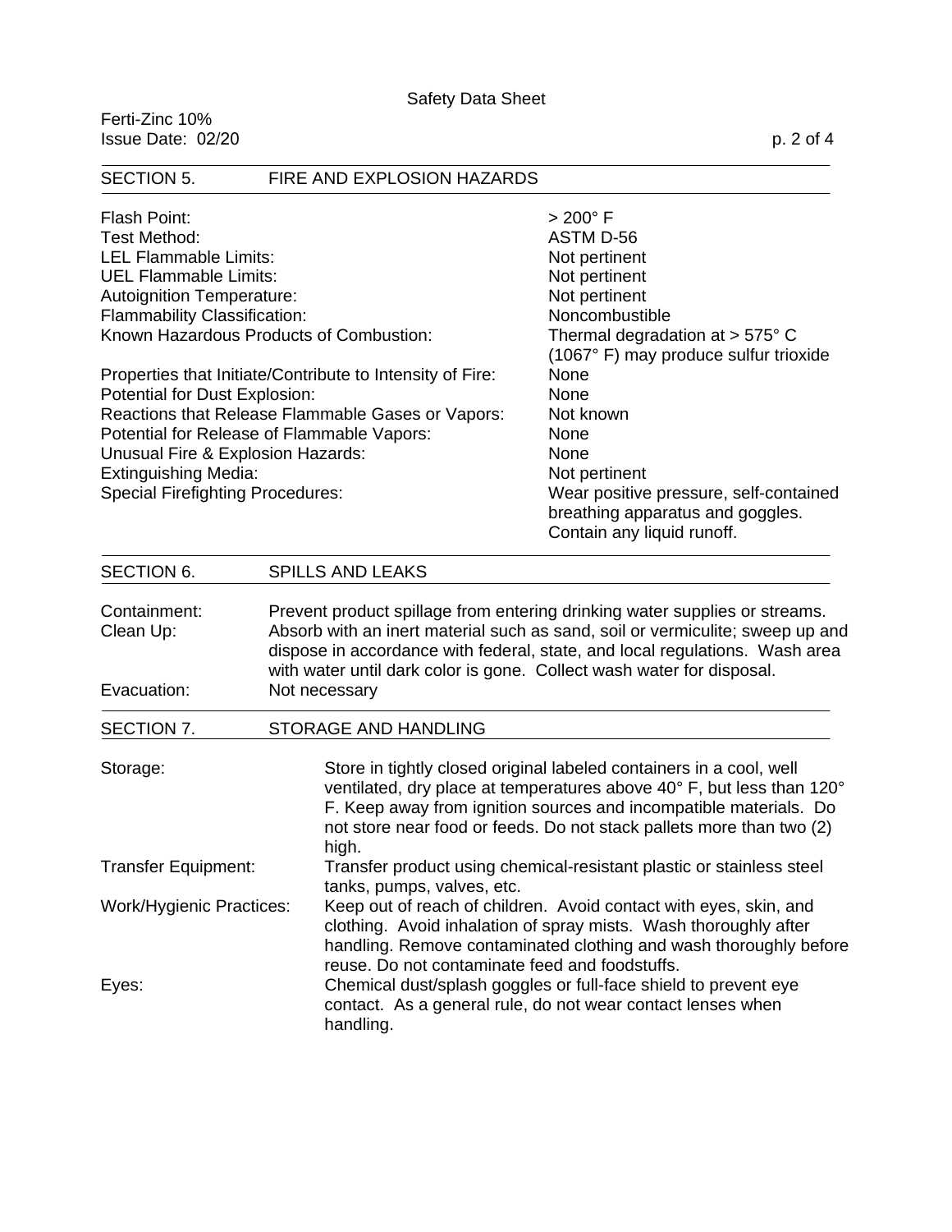## SECTION 5. FIRE AND EXPLOSION HAZARDS

| | |
|---|---|
| Flash Point: | > 200° F |
| Test Method: | ASTM D-56 |
| LEL Flammable Limits: | Not pertinent |
| UEL Flammable Limits: | Not pertinent |
| Autoignition Temperature: | Not pertinent |
| Flammability Classification: | Noncombustible |
| Known Hazardous Products of Combustion: | Thermal degradation at > 575° C (1067° F) may produce sulfur trioxide |
| Properties that Initiate/Contribute to Intensity of Fire: | None |
| Potential for Dust Explosion: | None |
| Reactions that Release Flammable Gases or Vapors: | Not known |
| Potential for Release of Flammable Vapors: | None |
| Unusual Fire & Explosion Hazards: | None |
| Extinguishing Media: | Not pertinent |
| Special Firefighting Procedures: | Wear positive pressure, self-contained breathing apparatus and goggles. Contain any liquid runoff. |

## SECTION 6. SPILLS AND LEAKS

| | |
|---|---|
| Containment: | Prevent product spillage from entering drinking water supplies or streams. |
| Clean Up: | Absorb with an inert material such as sand, soil or vermiculite; sweep up and dispose in accordance with federal, state, and local regulations. Wash area with water until dark color is gone. Collect wash water for disposal. |
| Evacuation: | Not necessary |

## SECTION 7. STORAGE AND HANDLING

| | |
|---|---|
| Storage: | Store in tightly closed original labeled containers in a cool, well ventilated, dry place at temperatures above 40° F, but less than 120° F. Keep away from ignition sources and incompatible materials. Do not store near food or feeds. Do not stack pallets more than two (2) high. |
| Transfer Equipment: | Transfer product using chemical-resistant plastic or stainless steel tanks, pumps, valves, etc. |
| Work/Hygienic Practices: | Keep out of reach of children. Avoid contact with eyes, skin, and clothing. Avoid inhalation of spray mists. Wash thoroughly after handling. Remove contaminated clothing and wash thoroughly before reuse. Do not contaminate feed and foodstuffs. |
| Eyes: | Chemical dust/splash goggles or full-face shield to prevent eye contact. As a general rule, do not wear contact lenses when handling. |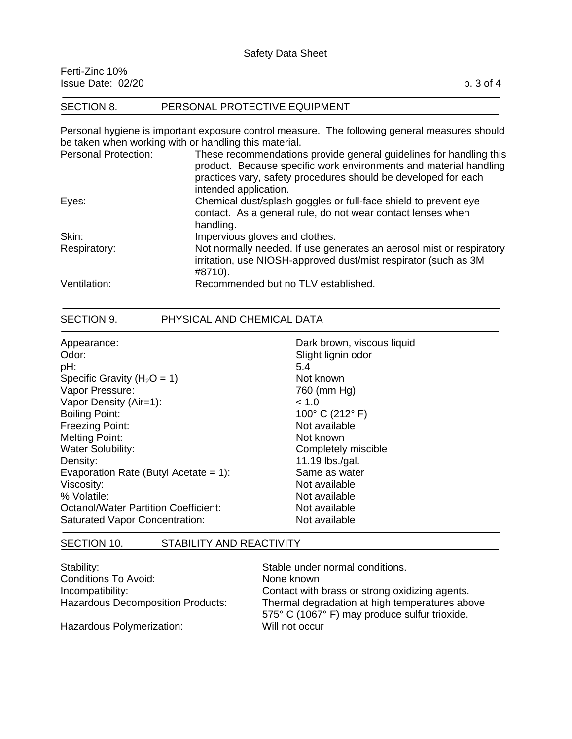## SECTION 8. PERSONAL PROTECTIVE EQUIPMENT

Personal hygiene is important exposure control measure. The following general measures should be taken when working with or handling this material.

| | |
|---|---|
| Personal Protection: | These recommendations provide general guidelines for handling this product. Because specific work environments and material handling practices vary, safety procedures should be developed for each intended application. |
| Eyes: | Chemical dust/splash goggles or full-face shield to prevent eye contact. As a general rule, do not wear contact lenses when handling. |
| Skin: | Impervious gloves and clothes. |
| Respiratory: | Not normally needed. If use generates an aerosol mist or respiratory irritation, use NIOSH-approved dust/mist respirator (such as 3M #8710). |
| Ventilation: | Recommended but no TLV established. |

## SECTION 9. PHYSICAL AND CHEMICAL DATA

| | |
|---|---|
| Appearance: | Dark brown, viscous liquid |
| Odor: | Slight lignin odor |
| pH: | 5.4 |
| Specific Gravity ($H_2O$ = 1) | Not known |
| Vapor Pressure: | 760 (mm Hg) |
| Vapor Density (Air=1): | < 1.0 |
| Boiling Point: | 100° C (212° F) |
| Freezing Point: | Not available |
| Melting Point: | Not known |
| Water Solubility: | Completely miscible |
| Density: | 11.19 lbs./gal. |
| Evaporation Rate (Butyl Acetate = 1): | Same as water |
| Viscosity: | Not available |
| % Volatile: | Not available |
| Octanol/Water Partition Coefficient: | Not available |
| Saturated Vapor Concentration: | Not available |

## SECTION 10. STABILITY AND REACTIVITY

| | |
|---|---|
| Stability: | Stable under normal conditions. |
| Conditions To Avoid: | None known |
| Incompatibility: | Contact with brass or strong oxidizing agents. |
| Hazardous Decomposition Products: | Thermal degradation at high temperatures above 575° C (1067° F) may produce sulfur trioxide. |
| Hazardous Polymerization: | Will not occur |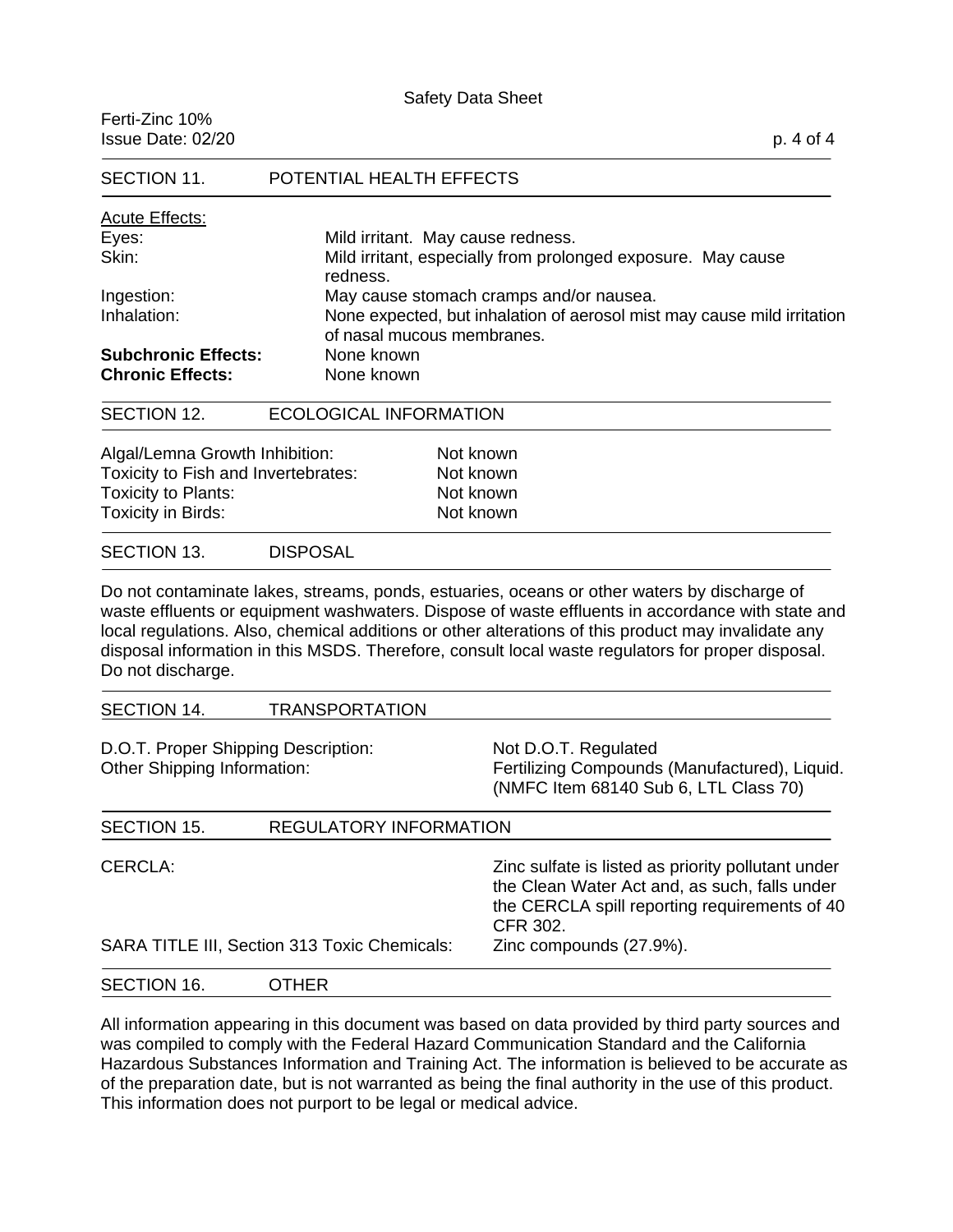## SECTION 11. POTENTIAL HEALTH EFFECTS

Acute Effects:

| | |
|---|---|
| Eyes: | Mild irritant. May cause redness. |
| Skin: | Mild irritant, especially from prolonged exposure. May cause redness. |
| Ingestion: | May cause stomach cramps and/or nausea. |
| Inhalation: | None expected, but inhalation of aerosol mist may cause mild irritation of nasal mucous membranes. |
| **Subchronic Effects:** | None known |
| **Chronic Effects:** | None known |

## SECTION 12. ECOLOGICAL INFORMATION

| | |
|---|---|
| Algal/Lemna Growth Inhibition: | Not known |
| Toxicity to Fish and Invertebrates: | Not known |
| Toxicity to Plants: | Not known |
| Toxicity in Birds: | Not known |

## SECTION 13. DISPOSAL

Do not contaminate lakes, streams, ponds, estuaries, oceans or other waters by discharge of waste effluents or equipment washwaters. Dispose of waste effluents in accordance with state and local regulations. Also, chemical additions or other alterations of this product may invalidate any disposal information in this MSDS. Therefore, consult local waste regulators for proper disposal. Do not discharge.

## SECTION 14. TRANSPORTATION

| | |
|---|---|
| D.O.T. Proper Shipping Description: | Not D.O.T. Regulated |
| Other Shipping Information: | Fertilizing Compounds (Manufactured), Liquid. (NMFC Item 68140 Sub 6, LTL Class 70) |

## SECTION 15. REGULATORY INFORMATION

| | |
|---|---|
| CERCLA: | Zinc sulfate is listed as priority pollutant under the Clean Water Act and, as such, falls under the CERCLA spill reporting requirements of 40 CFR 302. |
| SARA TITLE III, Section 313 Toxic Chemicals: | Zinc compounds (27.9%). |

## SECTION 16. OTHER

All information appearing in this document was based on data provided by third party sources and was compiled to comply with the Federal Hazard Communication Standard and the California Hazardous Substances Information and Training Act. The information is believed to be accurate as of the preparation date, but is not warranted as being the final authority in the use of this product. This information does not purport to be legal or medical advice.